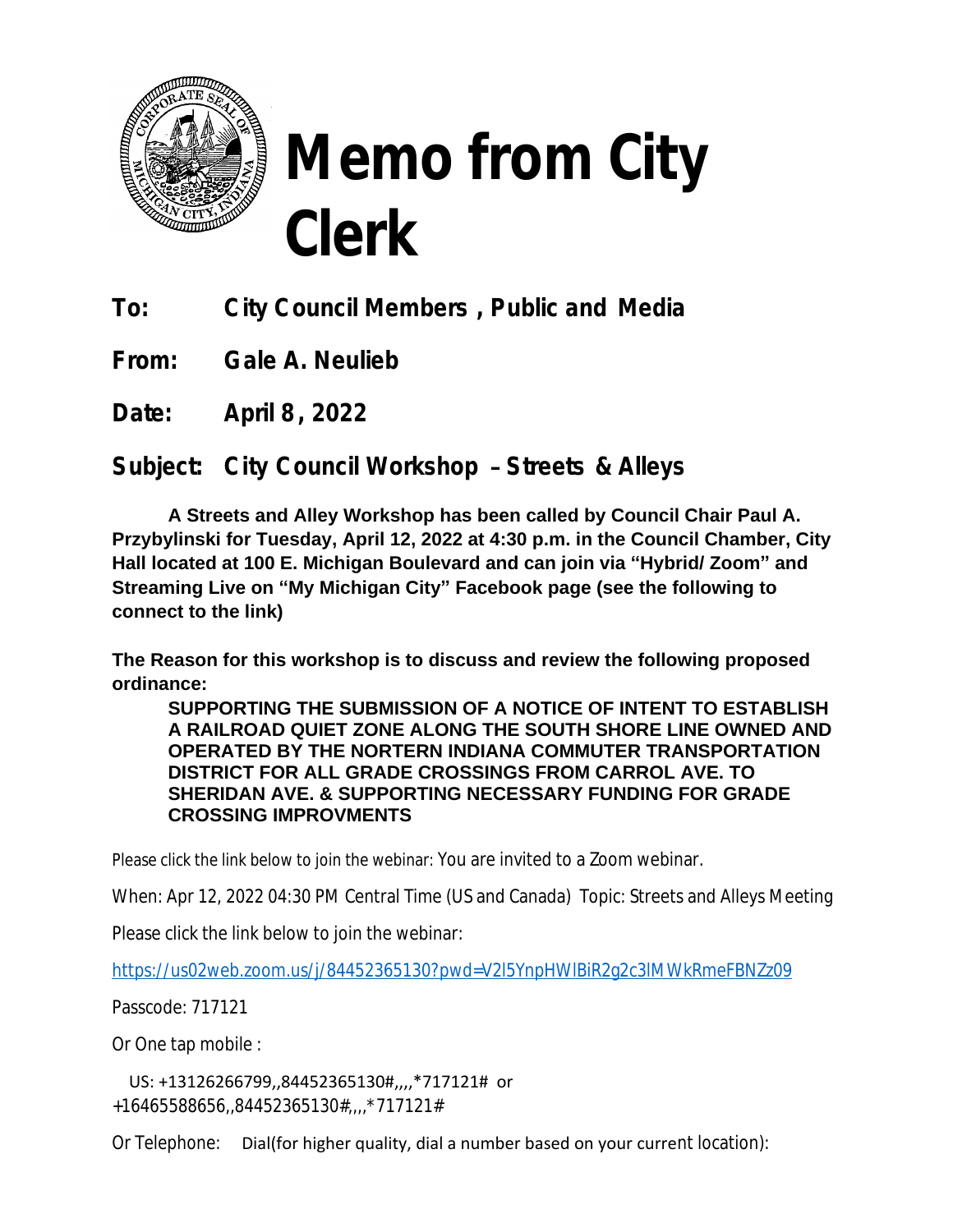# Memo from City Clerk

**To:** **City Council Members , Public and Media**

**From:** **Gale A. Neulieb**

**Date:** **April 8 , 2022**

**Subject:** **City Council Workshop – Streets & Alleys**

**A Streets and Alley Workshop has been called by Council Chair Paul A. Przybylinski for Tuesday, April 12, 2022 at 4:30 p.m. in the Council Chamber, City Hall located at 100 E. Michigan Boulevard and can join via "Hybrid/ Zoom" and Streaming Live on "My Michigan City" Facebook page (see the following to connect to the link)**

**The Reason for this workshop is to discuss and review the following proposed ordinance:**

**SUPPORTING THE SUBMISSION OF A NOTICE OF INTENT TO ESTABLISH A RAILROAD QUIET ZONE ALONG THE SOUTH SHORE LINE OWNED AND OPERATED BY THE NORTERN INDIANA COMMUTER TRANSPORTATION DISTRICT FOR ALL GRADE CROSSINGS FROM CARROL AVE. TO SHERIDAN AVE. & SUPPORTING NECESSARY FUNDING FOR GRADE CROSSING IMPROVMENTS**

Please click the link below to join the webinar: You are invited to a Zoom webinar.

When: Apr 12, 2022 04:30 PM Central Time (US and Canada) Topic: Streets and Alleys Meeting

Please click the link below to join the webinar:

https://us02web.zoom.us/j/84452365130?pwd=V2l5YnpHWlBiR2g2c3lMWkRmeFBNZz09

Passcode: 717121

Or One tap mobile :

US: +13126266799,,84452365130#,,,,*717121# or +16465588656,,84452365130#,,,,*717121#

Or Telephone: Dial(for higher quality, dial a number based on your current location):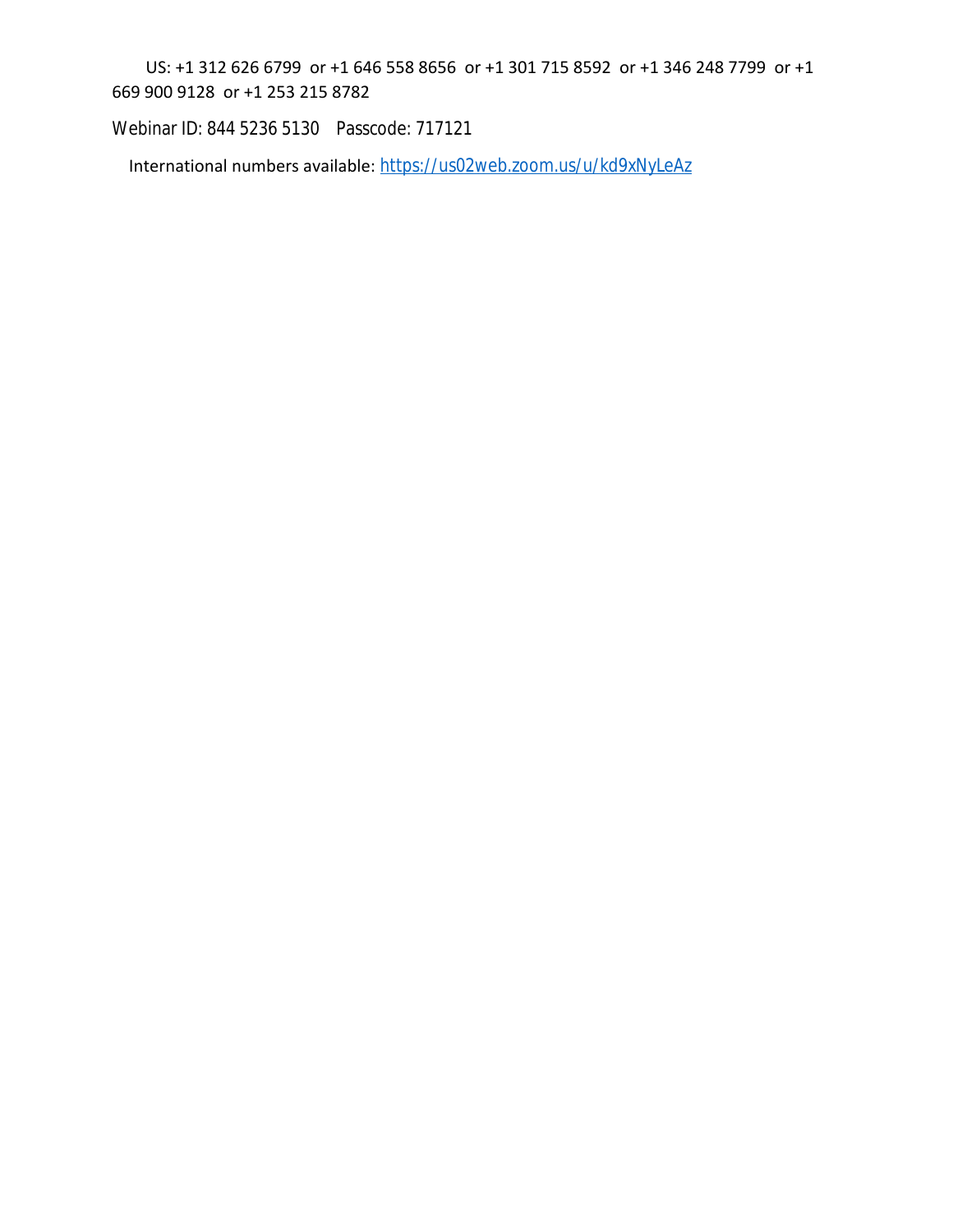US: +1 312 626 6799 or +1 646 558 8656 or +1 301 715 8592 or +1 346 248 7799 or +1 669 900 9128 or +1 253 215 8782

Webinar ID: 844 5236 5130 Passcode: 717121

International numbers available: https://us02web.zoom.us/u/kd9xNyLeAz